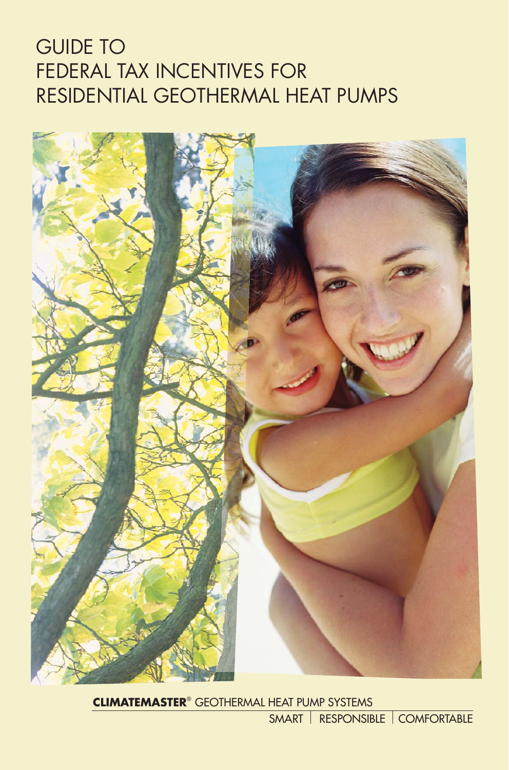# GUIDE TO FEDERAL TAX INCENTIVES FOR RESIDENTIAL GEOTHERMAL HEAT PUMPS

**CLIMATEMASTER**® GEOTHERMAL HEAT PUMP SYSTEMS

SMART | RESPONSIBLE | COMFORTABLE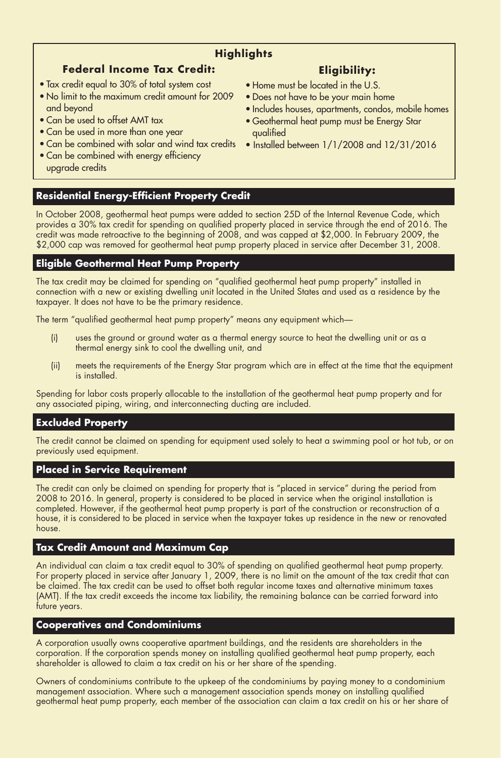## Highlights

### Federal Income Tax Credit:

- Tax credit equal to 30% of total system cost
- No limit to the maximum credit amount for 2009 and beyond
- Can be used to offset AMT tax
- Can be used in more than one year
- Can be combined with solar and wind tax credits
- Can be combined with energy efficiency upgrade credits

### Eligibility:

- Home must be located in the U.S.
- Does not have to be your main home
- Includes houses, apartments, condos, mobile homes
- Geothermal heat pump must be Energy Star qualified
- Installed between 1/1/2008 and 12/31/2016

## Residential Energy-Efficient Property Credit

In October 2008, geothermal heat pumps were added to section 25D of the Internal Revenue Code, which provides a 30% tax credit for spending on qualified property placed in service through the end of 2016. The credit was made retroactive to the beginning of 2008, and was capped at $2,000. In February 2009, the $2,000 cap was removed for geothermal heat pump property placed in service after December 31, 2008.

## Eligible Geothermal Heat Pump Property

The tax credit may be claimed for spending on "qualified geothermal heat pump property" installed in connection with a new or existing dwelling unit located in the United States and used as a residence by the taxpayer. It does not have to be the primary residence.

The term "qualified geothermal heat pump property" means any equipment which—

(i) uses the ground or ground water as a thermal energy source to heat the dwelling unit or as a thermal energy sink to cool the dwelling unit, and

(ii) meets the requirements of the Energy Star program which are in effect at the time that the equipment is installed.

Spending for labor costs properly allocable to the installation of the geothermal heat pump property and for any associated piping, wiring, and interconnecting ducting are included.

## Excluded Property

The credit cannot be claimed on spending for equipment used solely to heat a swimming pool or hot tub, or on previously used equipment.

## Placed in Service Requirement

The credit can only be claimed on spending for property that is "placed in service" during the period from 2008 to 2016. In general, property is considered to be placed in service when the original installation is completed. However, if the geothermal heat pump property is part of the construction or reconstruction of a house, it is considered to be placed in service when the taxpayer takes up residence in the new or renovated house.

## Tax Credit Amount and Maximum Cap

An individual can claim a tax credit equal to 30% of spending on qualified geothermal heat pump property. For property placed in service after January 1, 2009, there is no limit on the amount of the tax credit that can be claimed. The tax credit can be used to offset both regular income taxes and alternative minimum taxes (AMT). If the tax credit exceeds the income tax liability, the remaining balance can be carried forward into future years.

## Cooperatives and Condominiums

A corporation usually owns cooperative apartment buildings, and the residents are shareholders in the corporation. If the corporation spends money on installing qualified geothermal heat pump property, each shareholder is allowed to claim a tax credit on his or her share of the spending.

Owners of condominiums contribute to the upkeep of the condominiums by paying money to a condominium management association. Where such a management association spends money on installing qualified geothermal heat pump property, each member of the association can claim a tax credit on his or her share of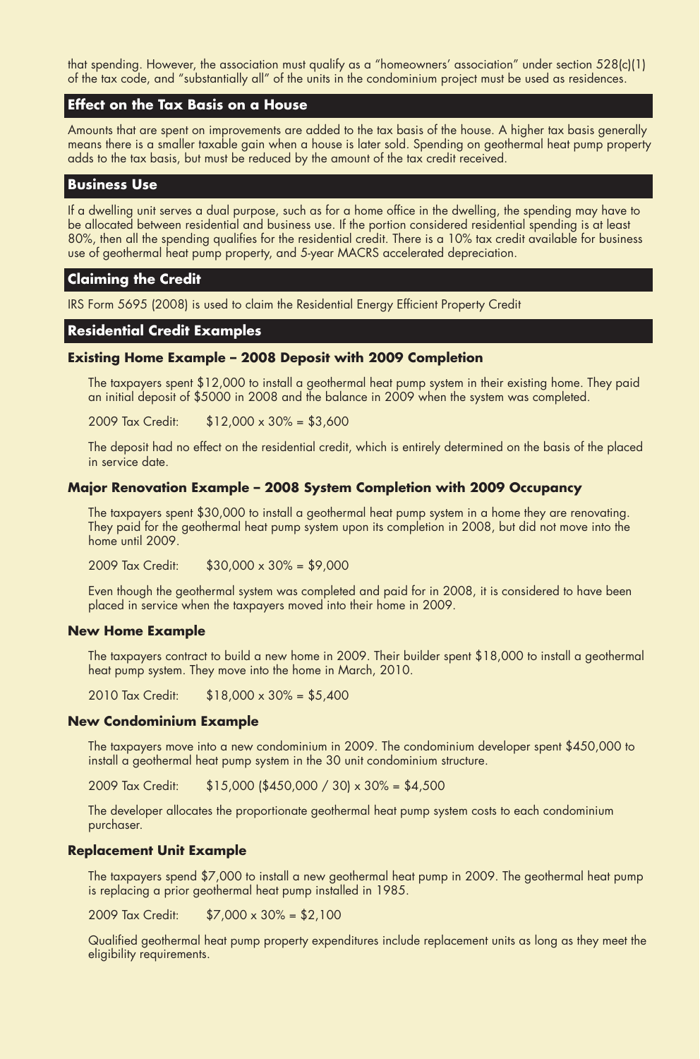that spending. However, the association must qualify as a "homeowners' association" under section 528(c)(1) of the tax code, and "substantially all" of the units in the condominium project must be used as residences.

## Effect on the Tax Basis on a House

Amounts that are spent on improvements are added to the tax basis of the house. A higher tax basis generally means there is a smaller taxable gain when a house is later sold. Spending on geothermal heat pump property adds to the tax basis, but must be reduced by the amount of the tax credit received.

## Business Use

If a dwelling unit serves a dual purpose, such as for a home office in the dwelling, the spending may have to be allocated between residential and business use. If the portion considered residential spending is at least 80%, then all the spending qualifies for the residential credit. There is a 10% tax credit available for business use of geothermal heat pump property, and 5-year MACRS accelerated depreciation.

## Claiming the Credit

IRS Form 5695 (2008) is used to claim the Residential Energy Efficient Property Credit

## Residential Credit Examples

### Existing Home Example – 2008 Deposit with 2009 Completion

The taxpayers spent $12,000 to install a geothermal heat pump system in their existing home. They paid an initial deposit of $5000 in 2008 and the balance in 2009 when the system was completed.

2009 Tax Credit: $12,000 x 30% = $3,600

The deposit had no effect on the residential credit, which is entirely determined on the basis of the placed in service date.

### Major Renovation Example – 2008 System Completion with 2009 Occupancy

The taxpayers spent $30,000 to install a geothermal heat pump system in a home they are renovating. They paid for the geothermal heat pump system upon its completion in 2008, but did not move into the home until 2009.

2009 Tax Credit: $30,000 x 30% = $9,000

Even though the geothermal system was completed and paid for in 2008, it is considered to have been placed in service when the taxpayers moved into their home in 2009.

### New Home Example

The taxpayers contract to build a new home in 2009. Their builder spent $18,000 to install a geothermal heat pump system. They move into the home in March, 2010.

2010 Tax Credit: $18,000 x 30% = $5,400

### New Condominium Example

The taxpayers move into a new condominium in 2009. The condominium developer spent $450,000 to install a geothermal heat pump system in the 30 unit condominium structure.

2009 Tax Credit: $15,000 ($450,000 / 30) x 30% = $4,500

The developer allocates the proportionate geothermal heat pump system costs to each condominium purchaser.

### Replacement Unit Example

The taxpayers spend $7,000 to install a new geothermal heat pump in 2009. The geothermal heat pump is replacing a prior geothermal heat pump installed in 1985.

2009 Tax Credit: $7,000 x 30% = $2,100

Qualified geothermal heat pump property expenditures include replacement units as long as they meet the eligibility requirements.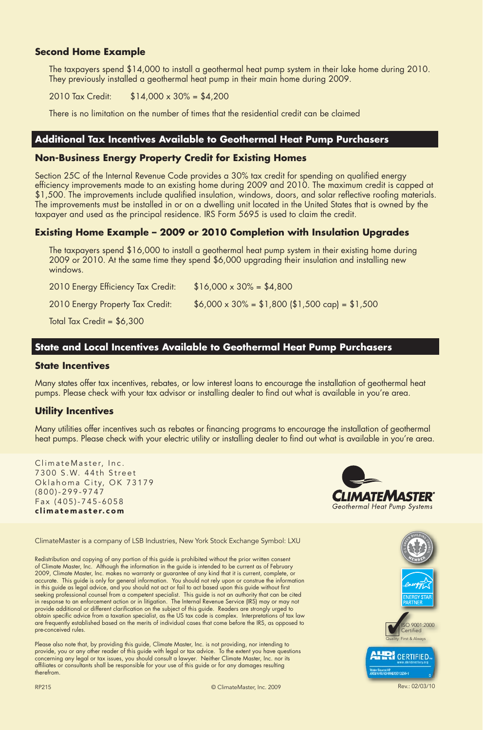### Second Home Example

The taxpayers spend $14,000 to install a geothermal heat pump system in their lake home during 2010. They previously installed a geothermal heat pump in their main home during 2009.

2010 Tax Credit: $14,000 x 30% = $4,200

There is no limitation on the number of times that the residential credit can be claimed

## Additional Tax Incentives Available to Geothermal Heat Pump Purchasers

### Non-Business Energy Property Credit for Existing Homes

Section 25C of the Internal Revenue Code provides a 30% tax credit for spending on qualified energy efficiency improvements made to an existing home during 2009 and 2010. The maximum credit is capped at $1,500. The improvements include qualified insulation, windows, doors, and solar reflective roofing materials. The improvements must be installed in or on a dwelling unit located in the United States that is owned by the taxpayer and used as the principal residence. IRS Form 5695 is used to claim the credit.

### Existing Home Example – 2009 or 2010 Completion with Insulation Upgrades

The taxpayers spend $16,000 to install a geothermal heat pump system in their existing home during 2009 or 2010. At the same time they spend $6,000 upgrading their insulation and installing new windows.

2010 Energy Efficiency Tax Credit: $16,000 x 30% = $4,800

2010 Energy Property Tax Credit: $6,000 x 30% = $1,800 ($1,500 cap) = $1,500

Total Tax Credit = $6,300

## State and Local Incentives Available to Geothermal Heat Pump Purchasers

### State Incentives

Many states offer tax incentives, rebates, or low interest loans to encourage the installation of geothermal heat pumps. Please check with your tax advisor or installing dealer to find out what is available in you're area.

### Utility Incentives

Many utilities offer incentives such as rebates or financing programs to encourage the installation of geothermal heat pumps. Please check with your electric utility or installing dealer to find out what is available in you're area.

ClimateMaster, Inc.
7300 S.W. 44th Street
Oklahoma City, OK 73179
(800)-299-9747
Fax (405)-745-6058
**climatemaster.com**

CLIMATEMASTER®
*Geothermal Heat Pump Systems*

ClimateMaster is a company of LSB Industries, New York Stock Exchange Symbol: LXU

Redistribution and copying of any portion of this guide is prohibited without the prior written consent of Climate Master, Inc. Although the information in the guide is intended to be current as of February 2009, Climate Master, Inc. makes no warranty or guarantee of any kind that it is current, complete, or accurate. This guide is only for general information. You should not rely upon or construe the information in this guide as legal advice, and you should not act or fail to act based upon this guide without first seeking professional counsel from a competent specialist. This guide is not an authority that can be cited in response to an enforcement action or in litigation. The Internal Revenue Service (IRS) may or may not provide additional or different clarification on the subject of this guide. Readers are strongly urged to obtain specific advice from a taxation specialist, as the US tax code is complex. Interpretations of tax law are frequently established based on the merits of individual cases that come before the IRS, as opposed to pre-conceived rules.

Please also note that, by providing this guide, Climate Master, Inc. is not providing, nor intending to provide, you or any other reader of this guide with legal or tax advice. To the extent you have questions concerning any legal or tax issues, you should consult a lawyer. Neither Climate Master, Inc. nor its affiliates or consultants shall be responsible for your use of this guide or for any damages resulting therefrom.

ENERGY STAR PARTNER

ISO 9001:2000 Certified
Quality: First & Always

AHRI CERTIFIED

RP215 © ClimateMaster, Inc. 2009 Rev.: 02/03/10